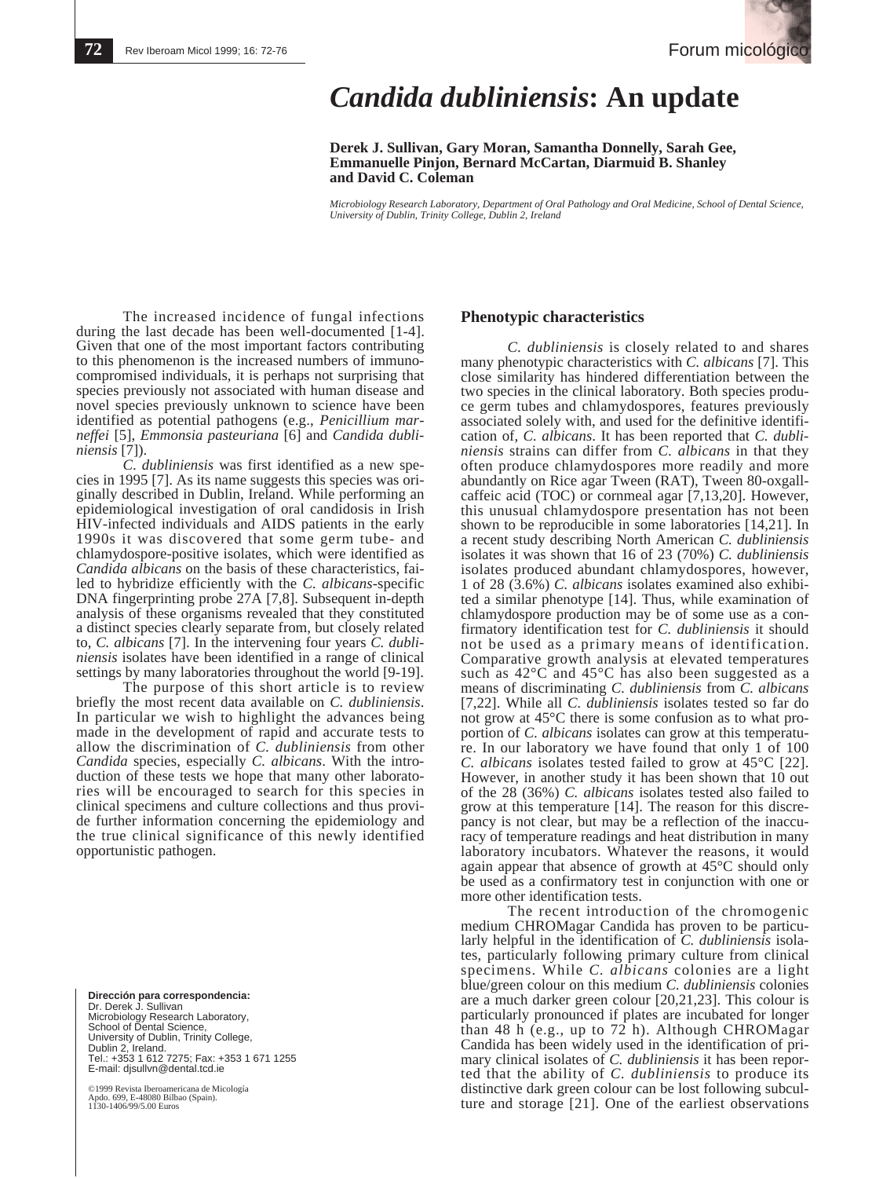# *Candida dubliniensis*: An update

**Derek J. Sullivan, Gary Moran, Samantha Donnelly, Sarah Gee, Emmanuelle Pinjon, Bernard McCartan, Diarmuid B. Shanley and David C. Coleman**

*Microbiology Research Laboratory, Department of Oral Pathology and Oral Medicine, School of Dental Science, University of Dublin, Trinity College, Dublin 2, Ireland*

The increased incidence of fungal infections during the last decade has been well-documented [1-4]. Given that one of the most important factors contributing to this phenomenon is the increased numbers of immunocompromised individuals, it is perhaps not surprising that species previously not associated with human disease and novel species previously unknown to science have been identified as potential pathogens (e.g., *Penicillium marneffei* [5], *Emmonsia pasteuriana* [6] and *Candida dubliniensis* [7]).

*C. dubliniensis* was first identified as a new species in 1995 [7]. As its name suggests this species was originally described in Dublin, Ireland. While performing an epidemiological investigation of oral candidosis in Irish HIV-infected individuals and AIDS patients in the early 1990s it was discovered that some germ tube- and chlamydospore-positive isolates, which were identified as *Candida albicans* on the basis of these characteristics, failed to hybridize efficiently with the *C. albicans*-specific DNA fingerprinting probe 27A [7,8]. Subsequent in-depth analysis of these organisms revealed that they constituted a distinct species clearly separate from, but closely related to, *C. albicans* [7]. In the intervening four years *C. dubliniensis* isolates have been identified in a range of clinical settings by many laboratories throughout the world [9-19].

The purpose of this short article is to review briefly the most recent data available on *C. dubliniensis*. In particular we wish to highlight the advances being made in the development of rapid and accurate tests to allow the discrimination of *C. dubliniensis* from other *Candida* species, especially *C. albicans*. With the introduction of these tests we hope that many other laboratories will be encouraged to search for this species in clinical specimens and culture collections and thus provide further information concerning the epidemiology and the true clinical significance of this newly identified opportunistic pathogen.

**Dirección para correspondencia:**
Dr. Derek J. Sullivan
Microbiology Research Laboratory,
School of Dental Science,
University of Dublin, Trinity College,
Dublin 2, Ireland.
Tel.: +353 1 612 7275; Fax: +353 1 671 1255
E-mail: djsullvn@dental.tcd.ie

©1999 Revista Iberoamericana de Micología
Apdo. 699, E-48080 Bilbao (Spain).
1130-1406/99/5.00 Euros

## Phenotypic characteristics

*C. dubliniensis* is closely related to and shares many phenotypic characteristics with *C. albicans* [7]. This close similarity has hindered differentiation between the two species in the clinical laboratory. Both species produce germ tubes and chlamydospores, features previously associated solely with, and used for the definitive identification of, *C. albicans*. It has been reported that *C. dubliniensis* strains can differ from *C. albicans* in that they often produce chlamydospores more readily and more abundantly on Rice agar Tween (RAT), Tween 80-oxgall-caffeic acid (TOC) or cornmeal agar [7,13,20]. However, this unusual chlamydospore presentation has not been shown to be reproducible in some laboratories [14,21]. In a recent study describing North American *C. dubliniensis* isolates it was shown that 16 of 23 (70%) *C. dubliniensis* isolates produced abundant chlamydospores, however, 1 of 28 (3.6%) *C. albicans* isolates examined also exhibited a similar phenotype [14]. Thus, while examination of chlamydospore production may be of some use as a confirmatory identification test for *C. dubliniensis* it should not be used as a primary means of identification. Comparative growth analysis at elevated temperatures such as 42°C and 45°C has also been suggested as a means of discriminating *C. dubliniensis* from *C. albicans* [7,22]. While all *C. dubliniensis* isolates tested so far do not grow at 45°C there is some confusion as to what proportion of *C. albicans* isolates can grow at this temperature. In our laboratory we have found that only 1 of 100 *C. albicans* isolates tested failed to grow at 45°C [22]. However, in another study it has been shown that 10 out of the 28 (36%) *C. albicans* isolates tested also failed to grow at this temperature [14]. The reason for this discrepancy is not clear, but may be a reflection of the inaccuracy of temperature readings and heat distribution in many laboratory incubators. Whatever the reasons, it would again appear that absence of growth at 45°C should only be used as a confirmatory test in conjunction with one or more other identification tests.

The recent introduction of the chromogenic medium CHROMagar Candida has proven to be particularly helpful in the identification of *C. dubliniensis* isolates, particularly following primary culture from clinical specimens. While *C. albicans* colonies are a light blue/green colour on this medium *C. dubliniensis* colonies are a much darker green colour [20,21,23]. This colour is particularly pronounced if plates are incubated for longer than 48 h (e.g., up to 72 h). Although CHROMagar Candida has been widely used in the identification of primary clinical isolates of *C. dubliniensis* it has been reported that the ability of *C. dubliniensis* to produce its distinctive dark green colour can be lost following subculture and storage [21]. One of the earliest observations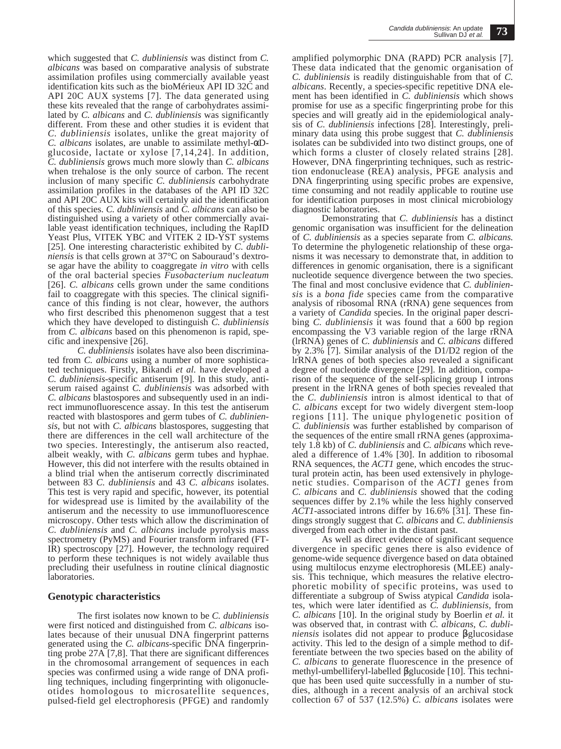which suggested that *C. dubliniensis* was distinct from *C. albicans* was based on comparative analysis of substrate assimilation profiles using commercially available yeast identification kits such as the bioMérieux API ID 32C and API 20C AUX systems [7]. The data generated using these kits revealed that the range of carbohydrates assimilated by *C. albicans* and *C. dubliniensis* was significantly different. From these and other studies it is evident that *C. dubliniensis* isolates, unlike the great majority of *C. albicans* isolates, are unable to assimilate methyl-α-D-glucoside, lactate or xylose [7,14,24]. In addition, *C. dubliniensis* grows much more slowly than *C. albicans* when trehalose is the only source of carbon. The recent inclusion of many specific *C. dubliniensis* carbohydrate assimilation profiles in the databases of the API ID 32C and API 20C AUX kits will certainly aid the identification of this species. *C. dubliniensis* and *C. albicans* can also be distinguished using a variety of other commercially available yeast identification techniques, including the RapID Yeast Plus, VITEK YBC and VITEK 2 ID-YST systems [25]. One interesting characteristic exhibited by *C. dubliniensis* is that cells grown at 37°C on Sabouraud's dextrose agar have the ability to coaggregate *in vitro* with cells of the oral bacterial species *Fusobacterium nucleatum* [26]. *C. albicans* cells grown under the same conditions fail to coaggregate with this species. The clinical significance of this finding is not clear, however, the authors who first described this phenomenon suggest that a test which they have developed to distinguish *C. dubliniensis* from *C. albicans* based on this phenomenon is rapid, specific and inexpensive [26].

*C. dubliniensis* isolates have also been discriminated from *C. albicans* using a number of more sophisticated techniques. Firstly, Bikandi *et al.* have developed a *C. dubliniensis*-specific antiserum [9]. In this study, antiserum raised against *C. dubliniensis* was adsorbed with *C. albicans* blastospores and subsequently used in an indirect immunofluorescence assay. In this test the antiserum reacted with blastospores and germ tubes of *C. dubliniensis*, but not with *C. albicans* blastospores, suggesting that there are differences in the cell wall architecture of the two species. Interestingly, the antiserum also reacted, albeit weakly, with *C. albicans* germ tubes and hyphae. However, this did not interfere with the results obtained in a blind trial when the antiserum correctly discriminated between 83 *C. dubliniensis* and 43 *C. albicans* isolates. This test is very rapid and specific, however, its potential for widespread use is limited by the availability of the antiserum and the necessity to use immunofluorescence microscopy. Other tests which allow the discrimination of *C. dubliniensis* and *C. albicans* include pyrolysis mass spectrometry (PyMS) and Fourier transform infrared (FT-IR) spectroscopy [27]. However, the technology required to perform these techniques is not widely available thus precluding their usefulness in routine clinical diagnostic laboratories.

## Genotypic characteristics

The first isolates now known to be *C. dubliniensis* were first noticed and distinguished from *C. albicans* isolates because of their unusual DNA fingerprint patterns generated using the *C. albicans*-specific DNA fingerprinting probe 27A [7,8]. That there are significant differences in the chromosomal arrangement of sequences in each species was confirmed using a wide range of DNA profiling techniques, including fingerprinting with oligonucleotides homologous to microsatellite sequences, pulsed-field gel electrophoresis (PFGE) and randomly amplified polymorphic DNA (RAPD) PCR analysis [7]. These data indicated that the genomic organisation of *C. dubliniensis* is readily distinguishable from that of *C. albicans*. Recently, a species-specific repetitive DNA element has been identified in *C. dubliniensis* which shows promise for use as a specific fingerprinting probe for this species and will greatly aid in the epidemiological analysis of *C. dubliniensis* infections [28]. Interestingly, preliminary data using this probe suggest that *C. dubliniensis* isolates can be subdivided into two distinct groups, one of which forms a cluster of closely related strains [28]. However, DNA fingerprinting techniques, such as restriction endonuclease (REA) analysis, PFGE analysis and DNA fingerprinting using specific probes are expensive, time consuming and not readily applicable to routine use for identification purposes in most clinical microbiology diagnostic laboratories.

Demonstrating that *C. dubliniensis* has a distinct genomic organisation was insufficient for the delineation of *C. dubliniensis* as a species separate from *C. albicans.* To determine the phylogenetic relationship of these organisms it was necessary to demonstrate that, in addition to differences in genomic organisation, there is a significant nucleotide sequence divergence between the two species. The final and most conclusive evidence that *C. dubliniensis* is a *bona fide* species came from the comparative analysis of ribosomal RNA (rRNA) gene sequences from a variety of *Candida* species. In the original paper describing *C. dubliniensis* it was found that a 600 bp region encompassing the V3 variable region of the large rRNA (lrRNA) genes of *C. dubliniensis* and *C. albicans* differed by 2.3% [7]. Similar analysis of the D1/D2 region of the lrRNA genes of both species also revealed a significant degree of nucleotide divergence [29]. In addition, comparison of the sequence of the self-splicing group I introns present in the lrRNA genes of both species revealed that the *C. dubliniensis* intron is almost identical to that of *C. albicans* except for two widely divergent stem-loop regions [11]. The unique phylogenetic position of *C. dubliniensis* was further established by comparison of the sequences of the entire small rRNA genes (approximately 1.8 kb) of *C. dubliniensis* and *C. albicans* which revealed a difference of 1.4% [30]. In addition to ribosomal RNA sequences, the *ACT1* gene, which encodes the structural protein actin, has been used extensively in phylogenetic studies. Comparison of the *ACT1* genes from *C. albicans* and *C. dubliniensis* showed that the coding sequences differ by 2.1% while the less highly conserved *ACT1*-associated introns differ by 16.6% [31]. These findings strongly suggest that *C. albicans* and *C. dubliniensis* diverged from each other in the distant past.

As well as direct evidence of significant sequence divergence in specific genes there is also evidence of genome-wide sequence divergence based on data obtained using multilocus enzyme electrophoresis (MLEE) analysis. This technique, which measures the relative electrophoretic mobility of specific proteins, was used to differentiate a subgroup of Swiss atypical *Candida* isolates, which were later identified as *C. dubliniensis*, from *C. albicans* [10]. In the original study by Boerlin *et al.* it was observed that, in contrast with *C. albicans*, *C. dubliniensis* isolates did not appear to produce β-glucosidase activity. This led to the design of a simple method to differentiate between the two species based on the ability of *C. albicans* to generate fluorescence in the presence of methyl-umbelliferyl-labelled β-glucoside [10]. This technique has been used quite successfully in a number of studies, although in a recent analysis of an archival stock collection 67 of 537 (12.5%) *C. albicans* isolates were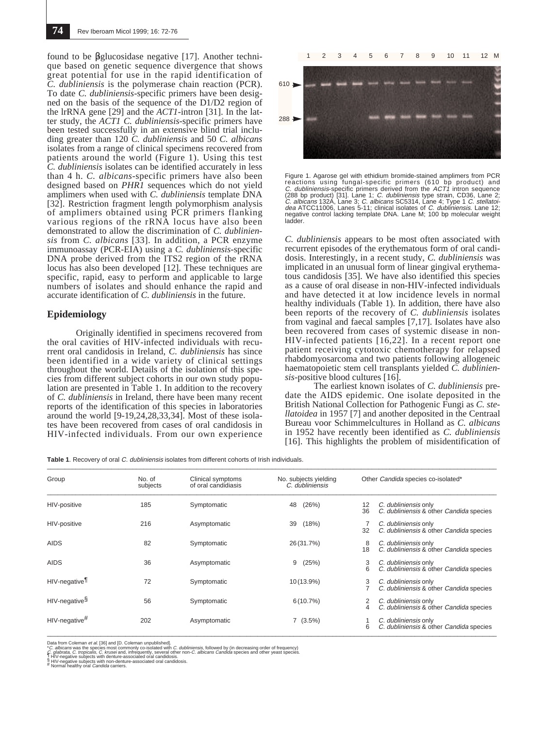found to be βglucosidase negative [17]. Another technique based on genetic sequence divergence that shows great potential for use in the rapid identification of *C. dubliniensis* is the polymerase chain reaction (PCR). To date *C. dubliniensis*-specific primers have been designed on the basis of the sequence of the D1/D2 region of the lrRNA gene [29] and the *ACT1*-intron [31]. In the latter study, the *ACT1 C. dubliniensis*-specific primers have been tested successfully in an extensive blind trial including greater than 120 *C. dubliniensis* and 50 *C. albicans* isolates from a range of clinical specimens recovered from patients around the world (Figure 1). Using this test *C. dubliniensis* isolates can be identified accurately in less than 4 h. *C. albicans*-specific primers have also been designed based on *PHR1* sequences which do not yield amplimers when used with *C. dubliniensis* template DNA [32]. Restriction fragment length polymorphism analysis of amplimers obtained using PCR primers flanking various regions of the rRNA locus have also been demonstrated to allow the discrimination of *C. dubliniensis* from *C. albicans* [33]. In addition, a PCR enzyme immunoassay (PCR-EIA) using a *C. dubliniensis*-specific DNA probe derived from the ITS2 region of the rRNA locus has also been developed [12]. These techniques are specific, rapid, easy to perform and applicable to large numbers of isolates and should enhance the rapid and accurate identification of *C. dubliniensis* in the future.

## Epidemiology

Originally identified in specimens recovered from the oral cavities of HIV-infected individuals with recurrent oral candidosis in Ireland, *C. dubliniensis* has since been identified in a wide variety of clinical settings throughout the world. Details of the isolation of this species from different subject cohorts in our own study population are presented in Table 1. In addition to the recovery of *C. dubliniensis* in Ireland, there have been many recent reports of the identification of this species in laboratories around the world [9-19,24,28,33,34]. Most of these isolates have been recovered from cases of oral candidosis in HIV-infected individuals. From our own experience

Figure 1. Agarose gel with ethidium bromide-stained amplimers from PCR reactions using fungal-specific primers (610 bp product) and *C. dubliniensis*-specific primers derived from the *ACT1* intron sequence (288 bp product) [31]. Lane 1; *C. dubliniensis* type strain, CD36, Lane 2; *C. albicans* 132A, Lane 3; *C. albicans* SC5314, Lane 4; Type 1 *C. stellatoidea* ATCC11006, Lanes 5-11; clinical isolates of *C. dubliniensis*. Lane 12; negative control lacking template DNA. Lane M; 100 bp molecular weight ladder.

*C. dubliniensis* appears to be most often associated with recurrent episodes of the erythematous form of oral candidosis. Interestingly, in a recent study, *C. dubliniensis* was implicated in an unusual form of linear gingival erythematous candidosis [35]. We have also identified this species as a cause of oral disease in non-HIV-infected individuals and have detected it at low incidence levels in normal healthy individuals (Table 1). In addition, there have also been reports of the recovery of *C. dubliniensis* isolates from vaginal and faecal samples [7,17]. Isolates have also been recovered from cases of systemic disease in non-HIV-infected patients [16,22]. In a recent report one patient receiving cytotoxic chemotherapy for relapsed rhabdomyosarcoma and two patients following allogeneic haematopoietic stem cell transplants yielded *C. dubliniensis*-positive blood cultures [16].

The earliest known isolates of *C. dubliniensis* predate the AIDS epidemic. One isolate deposited in the British National Collection for Pathogenic Fungi as *C. stellatoidea* in 1957 [7] and another deposited in the Centraal Bureau voor Schimmelcultures in Holland as *C. albicans* in 1952 have recently been identified as *C. dubliniensis* [16]. This highlights the problem of misidentification of

**Table 1**. Recovery of oral *C. dubliniensis* isolates from different cohorts of Irish individuals.

| Group | No. of subjects | Clinical symptoms of oral candidiasis | No. subjects yielding *C. dubliniensis* | Other *Candida* species co-isolated* |
|---|---|---|---|---|
| HIV-positive | 185 | Symptomatic | 48 (26%) | 12 *C. dubliniensis* only<br>36 *C. dubliniensis* & other *Candida* species |
| HIV-positive | 216 | Asymptomatic | 39 (18%) | 7 *C. dubliniensis* only<br>32 *C. dubliniensis* & other *Candida* species |
| AIDS | 82 | Symptomatic | 26 (31.7%) | 8 *C. dubliniensis* only<br>18 *C. dubliniensis* & other *Candida* species |
| AIDS | 36 | Asymptomatic | 9 (25%) | 3 *C. dubliniensis* only<br>6 *C. dubliniensis* & other *Candida* species |
| HIV-negative¶ | 72 | Symptomatic | 10 (13.9%) | 3 *C. dubliniensis* only<br>7 *C. dubliniensis* & other *Candida* species |
| HIV-negative§ | 56 | Symptomatic | 6 (10.7%) | 2 *C. dubliniensis* only<br>4 *C. dubliniensis* & other *Candida* species |
| HIV-negative# | 202 | Asymptomatic | 7 (3.5%) | 1 *C. dubliniensis* only<br>6 *C. dubliniensis* & other *Candida* species |

Data from Coleman *et al.* [36] and [D. Coleman unpublished].
\**C. albicans* was the species most commonly co-isolated with *C. dubliniensis*, followed by (in decreasing order of frequency) *C. glabrata*, *C. tropicalis*, *C. krusei* and, infrequently, several other non-*C. albicans Candida* species and other yeast species.
¶ HIV-negative subjects with denture-associated oral candidosis.
§ HIV-negative subjects with non-denture-associated oral candidosis.
\# Normal healthy oral *Candida* carriers.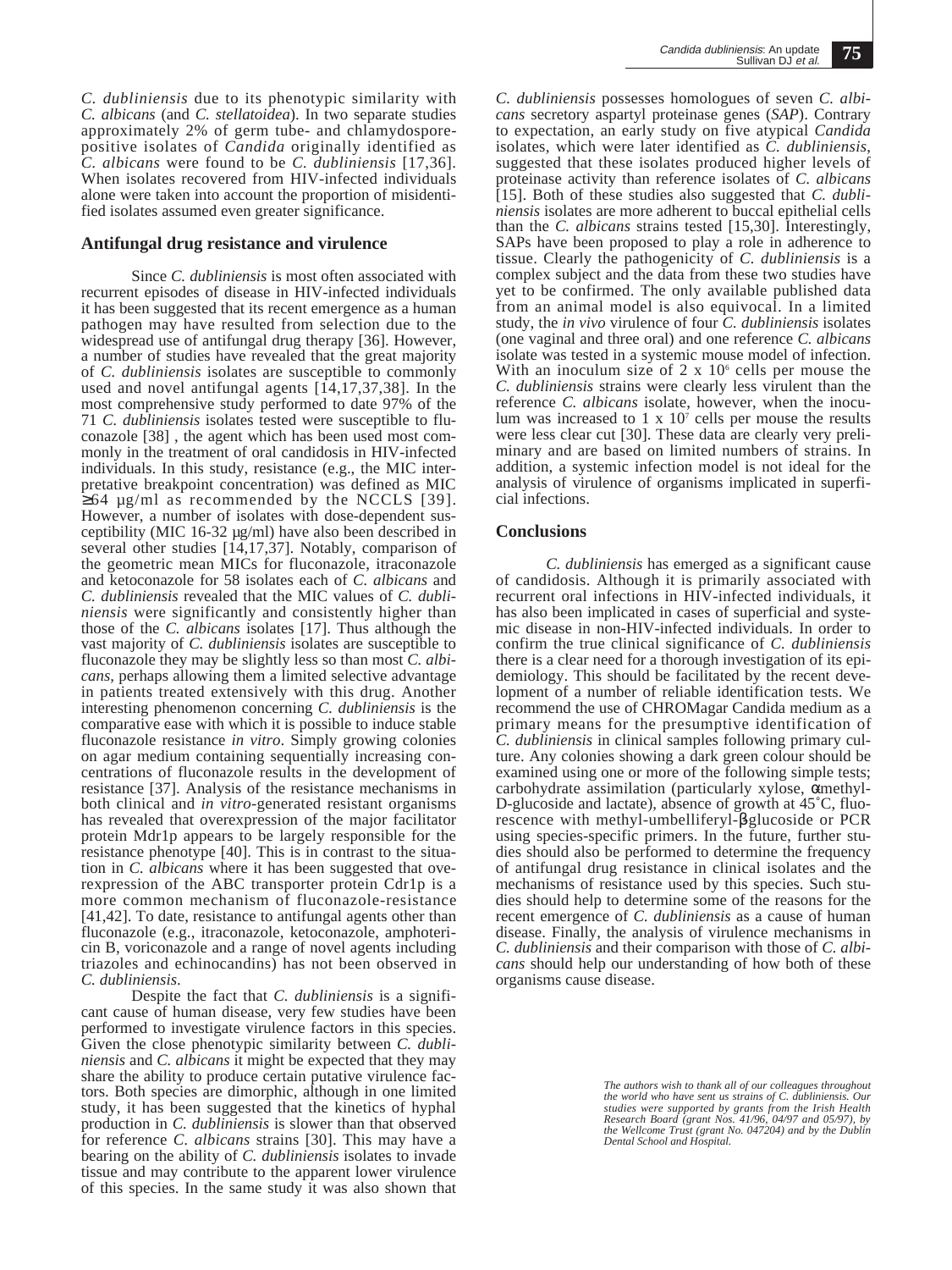*C. dubliniensis* due to its phenotypic similarity with *C. albicans* (and *C. stellatoidea*). In two separate studies approximately 2% of germ tube- and chlamydospore-positive isolates of *Candida* originally identified as *C. albicans* were found to be *C. dubliniensis* [17,36]. When isolates recovered from HIV-infected individuals alone were taken into account the proportion of misidentified isolates assumed even greater significance.

## Antifungal drug resistance and virulence

Since *C. dubliniensis* is most often associated with recurrent episodes of disease in HIV-infected individuals it has been suggested that its recent emergence as a human pathogen may have resulted from selection due to the widespread use of antifungal drug therapy [36]. However, a number of studies have revealed that the great majority of *C. dubliniensis* isolates are susceptible to commonly used and novel antifungal agents [14,17,37,38]. In the most comprehensive study performed to date 97% of the 71 *C. dubliniensis* isolates tested were susceptible to fluconazole [38] , the agent which has been used most commonly in the treatment of oral candidosis in HIV-infected individuals. In this study, resistance (e.g., the MIC interpretative breakpoint concentration) was defined as MIC ≥64 µg/ml as recommended by the NCCLS [39]. However, a number of isolates with dose-dependent susceptibility (MIC 16-32 µg/ml) have also been described in several other studies [14,17,37]. Notably, comparison of the geometric mean MICs for fluconazole, itraconazole and ketoconazole for 58 isolates each of *C. albicans* and *C. dubliniensis* revealed that the MIC values of *C. dubliniensis* were significantly and consistently higher than those of the *C. albicans* isolates [17]. Thus although the vast majority of *C. dubliniensis* isolates are susceptible to fluconazole they may be slightly less so than most *C. albicans*, perhaps allowing them a limited selective advantage in patients treated extensively with this drug. Another interesting phenomenon concerning *C. dubliniensis* is the comparative ease with which it is possible to induce stable fluconazole resistance *in vitro*. Simply growing colonies on agar medium containing sequentially increasing concentrations of fluconazole results in the development of resistance [37]. Analysis of the resistance mechanisms in both clinical and *in vitro*-generated resistant organisms has revealed that overexpression of the major facilitator protein Mdr1p appears to be largely responsible for the resistance phenotype [40]. This is in contrast to the situation in *C. albicans* where it has been suggested that overexpression of the ABC transporter protein Cdr1p is a more common mechanism of fluconazole-resistance [41,42]. To date, resistance to antifungal agents other than fluconazole (e.g., itraconazole, ketoconazole, amphotericin B, voriconazole and a range of novel agents including triazoles and echinocandins) has not been observed in *C. dubliniensis*.

Despite the fact that *C. dubliniensis* is a significant cause of human disease, very few studies have been performed to investigate virulence factors in this species. Given the close phenotypic similarity between *C. dubliniensis* and *C. albicans* it might be expected that they may share the ability to produce certain putative virulence factors. Both species are dimorphic, although in one limited study, it has been suggested that the kinetics of hyphal production in *C. dubliniensis* is slower than that observed for reference *C. albicans* strains [30]. This may have a bearing on the ability of *C. dubliniensis* isolates to invade tissue and may contribute to the apparent lower virulence of this species. In the same study it was also shown that *C. dubliniensis* possesses homologues of seven *C. albicans* secretory aspartyl proteinase genes (*SAP*). Contrary to expectation, an early study on five atypical *Candida* isolates, which were later identified as *C. dubliniensis*, suggested that these isolates produced higher levels of proteinase activity than reference isolates of *C. albicans* [15]. Both of these studies also suggested that *C. dubliniensis* isolates are more adherent to buccal epithelial cells than the *C. albicans* strains tested [15,30]. Interestingly, SAPs have been proposed to play a role in adherence to tissue. Clearly the pathogenicity of *C. dubliniensis* is a complex subject and the data from these two studies have yet to be confirmed. The only available published data from an animal model is also equivocal. In a limited study, the *in vivo* virulence of four *C. dubliniensis* isolates (one vaginal and three oral) and one reference *C. albicans* isolate was tested in a systemic mouse model of infection. With an inoculum size of $2 \times 10^6$ cells per mouse the *C. dubliniensis* strains were clearly less virulent than the reference *C. albicans* isolate, however, when the inoculum was increased to $1 \times 10^7$ cells per mouse the results were less clear cut [30]. These data are clearly very preliminary and are based on limited numbers of strains. In addition, a systemic infection model is not ideal for the analysis of virulence of organisms implicated in superficial infections.

## Conclusions

*C. dubliniensis* has emerged as a significant cause of candidosis. Although it is primarily associated with recurrent oral infections in HIV-infected individuals, it has also been implicated in cases of superficial and systemic disease in non-HIV-infected individuals. In order to confirm the true clinical significance of *C. dubliniensis* there is a clear need for a thorough investigation of its epidemiology. This should be facilitated by the recent development of a number of reliable identification tests. We recommend the use of CHROMagar Candida medium as a primary means for the presumptive identification of *C. dubliniensis* in clinical samples following primary culture. Any colonies showing a dark green colour should be examined using one or more of the following simple tests; carbohydrate assimilation (particularly xylose, α-methyl-D-glucoside and lactate), absence of growth at 45˚C, fluorescence with methyl-umbelliferyl-β-glucoside or PCR using species-specific primers. In the future, further studies should also be performed to determine the frequency of antifungal drug resistance in clinical isolates and the mechanisms of resistance used by this species. Such studies should help to determine some of the reasons for the recent emergence of *C. dubliniensis* as a cause of human disease. Finally, the analysis of virulence mechanisms in *C. dubliniensis* and their comparison with those of *C. albicans* should help our understanding of how both of these organisms cause disease.

*The authors wish to thank all of our colleagues throughout the world who have sent us strains of C. dubliniensis. Our studies were supported by grants from the Irish Health Research Board (grant Nos. 41/96, 04/97 and 05/97), by the Wellcome Trust (grant No. 047204) and by the Dublin Dental School and Hospital.*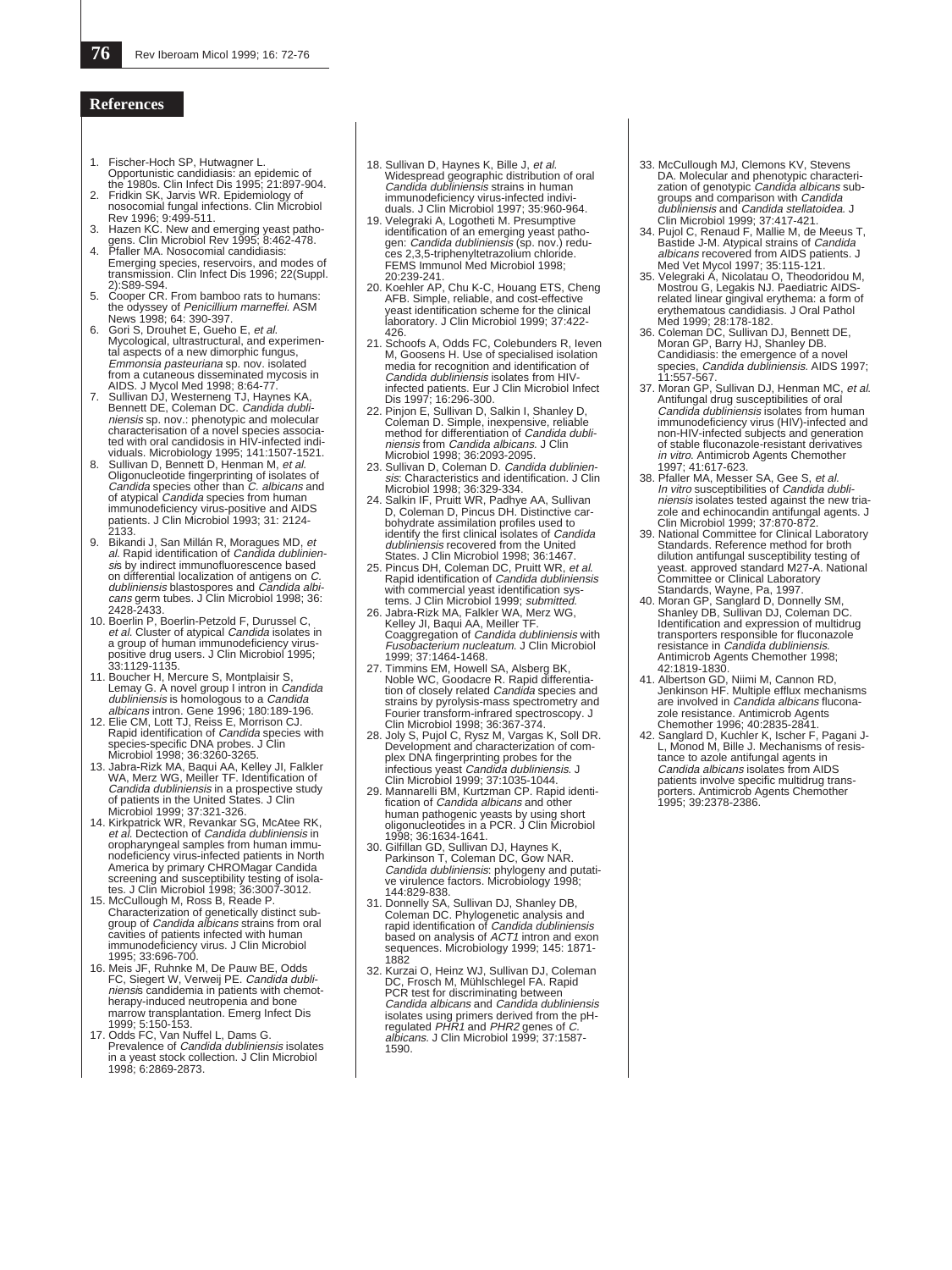## References

1. Fischer-Hoch SP, Hutwagner L. Opportunistic candidiasis: an epidemic of the 1980s. Clin Infect Dis 1995; 21:897-904.
2. Fridkin SK, Jarvis WR. Epidemiology of nosocomial fungal infections. Clin Microbiol Rev 1996; 9:499-511.
3. Hazen KC. New and emerging yeast pathogens. Clin Microbiol Rev 1995; 8:462-478.
4. Pfaller MA. Nosocomial candidiasis: Emerging species, reservoirs, and modes of transmission. Clin Infect Dis 1996; 22(Suppl. 2):S89-S94.
5. Cooper CR. From bamboo rats to humans: the odyssey of *Penicillium marneffei*. ASM News 1998; 64: 390-397.
6. Gori S, Drouhet E, Gueho E, *et al.* Mycological, ultrastructural, and experimental aspects of a new dimorphic fungus, *Emmonsia pasteuriana* sp. nov. isolated from a cutaneous disseminated mycosis in AIDS. J Mycol Med 1998; 8:64-77.
7. Sullivan DJ, Westerneng TJ, Haynes KA, Bennett DE, Coleman DC. *Candida dubliniensis* sp. nov.: phenotypic and molecular characterisation of a novel species associated with oral candidosis in HIV-infected individuals. Microbiology 1995; 141:1507-1521.
8. Sullivan D, Bennett D, Henman M, *et al.* Oligonucleotide fingerprinting of isolates of *Candida* species other than *C. albicans* and of atypical *Candida* species from human immunodeficiency virus-positive and AIDS patients. J Clin Microbiol 1993; 31: 2124-2133.
9. Bikandi J, San Millán R, Moragues MD, *et al.* Rapid identification of *Candida dubliniensis* by indirect immunofluorescence based on differential localization of antigens on *C. dubliniensis* blastospores and *Candida albicans* germ tubes. J Clin Microbiol 1998; 36: 2428-2433.
10. Boerlin P, Boerlin-Petzold F, Durussel C, *et al.* Cluster of atypical *Candida* isolates in a group of human immunodeficiency virus-positive drug users. J Clin Microbiol 1995; 33:1129-1135.
11. Boucher H, Mercure S, Montplaisir S, Lemay G. A novel group I intron in *Candida dubliniensis* is homologous to a *Candida albicans* intron. Gene 1996; 180:189-196.
12. Elie CM, Lott TJ, Reiss E, Morrison CJ. Rapid identification of *Candida* species with species-specific DNA probes. J Clin Microbiol 1998; 36:3260-3265.
13. Jabra-Rizk MA, Baqui AA, Kelley JI, Falkler WA, Merz WG, Meiller TF. Identification of *Candida dubliniensis* in a prospective study of patients in the United States. J Clin Microbiol 1999; 37:321-326.
14. Kirkpatrick WR, Revankar SG, McAtee RK, *et al.* Dectection of *Candida dubliniensis* in oropharyngeal samples from human immunodeficiency virus-infected patients in North America by primary CHROMagar Candida screening and susceptibility testing of isolates. J Clin Microbiol 1998; 36:3007-3012.
15. McCullough M, Ross B, Reade P. Characterization of genetically distinct subgroup of *Candida albicans* strains from oral cavities of patients infected with human immunodeficiency virus. J Clin Microbiol 1995; 33:696-700.
16. Meis JF, Ruhnke M, De Pauw BE, Odds FC, Siegert W, Verweij PE. *Candida dubliniensis* candidemia in patients with chemotherapy-induced neutropenia and bone marrow transplantation. Emerg Infect Dis 1999; 5:150-153.
17. Odds FC, Van Nuffel L, Dams G. Prevalence of *Candida dubliniensis* isolates in a yeast stock collection. J Clin Microbiol 1998; 6:2869-2873.
18. Sullivan D, Haynes K, Bille J, *et al.* Widespread geographic distribution of oral *Candida dubliniensis* strains in human immunodeficiency virus-infected individuals. J Clin Microbiol 1997; 35:960-964.
19. Velegraki A, Logotheti M. Presumptive identification of an emerging yeast pathogen: *Candida dubliniensis* (sp. nov.) reduces 2,3,5-triphenyltetrazolium chloride. FEMS Immunol Med Microbiol 1998; 20:239-241.
20. Koehler AP, Chu K-C, Houang ETS, Cheng AFB. Simple, reliable, and cost-effective yeast identification scheme for the clinical laboratory. J Clin Microbiol 1999; 37:422-426.
21. Schoofs A, Odds FC, Colebunders R, Ieven M, Goosens H. Use of specialised isolation media for recognition and identification of *Candida dubliniensis* isolates from HIV-infected patients. Eur J Clin Microbiol Infect Dis 1997; 16:296-300.
22. Pinjon E, Sullivan D, Salkin I, Shanley D, Coleman D. Simple, inexpensive, reliable method for differentiation of *Candida dubliniensis* from *Candida albicans.* J Clin Microbiol 1998; 36:2093-2095.
23. Sullivan D, Coleman D. *Candida dubliniensis*: Characteristics and identification. J Clin Microbiol 1998; 36:329-334.
24. Salkin IF, Pruitt WR, Padhye AA, Sullivan D, Coleman D, Pincus DH. Distinctive carbohydrate assimilation profiles used to identify the first clinical isolates of *Candida dubliniensis* recovered from the United States. J Clin Microbiol 1998; 36:1467.
25. Pincus DH, Coleman DC, Pruitt WR, *et al.* Rapid identification of *Candida dubliniensis* with commercial yeast identification systems. J Clin Microbiol 1999; *submitted.*
26. Jabra-Rizk MA, Falkler WA, Merz WG, Kelley JI, Baqui AA, Meiller TF. Coaggregation of *Candida dubliniensis* with *Fusobacterium nucleatum.* J Clin Microbiol 1999; 37:1464-1468.
27. Timmins EM, Howell SA, Alsberg BK, Noble WC, Goodacre R. Rapid differentiation of closely related *Candida* species and strains by pyrolysis-mass spectrometry and Fourier transform-infrared spectroscopy. J Clin Microbiol 1998; 36:367-374.
28. Joly S, Pujol C, Rysz M, Vargas K, Soll DR. Development and characterization of complex DNA fingerprinting probes for the infectious yeast *Candida dubliniensis.* J Clin Microbiol 1999; 37:1035-1044.
29. Mannarelli BM, Kurtzman CP. Rapid identification of *Candida albicans* and other human pathogenic yeasts by using short oligonucleotides in a PCR. J Clin Microbiol 1998; 36:1634-1641.
30. Gilfillan GD, Sullivan DJ, Haynes K, Parkinson T, Coleman DC, Gow NAR. *Candida dubliniensis*: phylogeny and putative virulence factors. Microbiology 1998; 144:829-838.
31. Donnelly SA, Sullivan DJ, Shanley DB, Coleman DC. Phylogenetic analysis and rapid identification of *Candida dubliniensis* based on analysis of *ACT1* intron and exon sequences. Microbiology 1999; 145: 1871-1882
32. Kurzai O, Heinz WJ, Sullivan DJ, Coleman DC, Frosch M, Mühlschlegel FA. Rapid PCR test for discriminating between *Candida albicans* and *Candida dubliniensis* isolates using primers derived from the pH-regulated *PHR1* and *PHR2* genes of *C. albicans.* J Clin Microbiol 1999; 37:1587-1590.
33. McCullough MJ, Clemons KV, Stevens DA. Molecular and phenotypic characterization of genotypic *Candida albicans* subgroups and comparison with *Candida dubliniensis* and *Candida stellatoidea.* J Clin Microbiol 1999; 37:417-421.
34. Pujol C, Renaud F, Mallie M, de Meeus T, Bastide J-M. Atypical strains of *Candida albicans* recovered from AIDS patients. J Med Vet Mycol 1997; 35:115-121.
35. Velegraki A, Nicolatau O, Theodoridou M, Mostrou G, Legakis NJ. Paediatric AIDS-related linear gingival erythema: a form of erythematous candidiasis. J Oral Pathol Med 1999; 28:178-182.
36. Coleman DC, Sullivan DJ, Bennett DE, Moran GP, Barry HJ, Shanley DB. Candidiasis: the emergence of a novel species, *Candida dubliniensis.* AIDS 1997; 11:557-567.
37. Moran GP, Sullivan DJ, Henman MC, *et al.* Antifungal drug susceptibilities of oral *Candida dubliniensis* isolates from human immunodeficiency virus (HIV)-infected and non-HIV-infected subjects and generation of stable fluconazole-resistant derivatives *in vitro.* Antimicrob Agents Chemother 1997; 41:617-623.
38. Pfaller MA, Messer SA, Gee S, *et al.* *In vitro* susceptibilities of *Candida dubliniensis* isolates tested against the new triazole and echinocandin antifungal agents. J Clin Microbiol 1999; 37:870-872.
39. National Committee for Clinical Laboratory Standards. Reference method for broth dilution antifungal susceptibility testing of yeast. approved standard M27-A. National Committee or Clinical Laboratory Standards, Wayne, Pa, 1997.
40. Moran GP, Sanglard D, Donnelly SM, Shanley DB, Sullivan DJ, Coleman DC. Identification and expression of multidrug transporters responsible for fluconazole resistance in *Candida dubliniensis.* Antimicrob Agents Chemother 1998; 42:1819-1830.
41. Albertson GD, Niimi M, Cannon RD, Jenkinson HF. Multiple efflux mechanisms are involved in *Candida albicans* fluconazole resistance. Antimicrob Agents Chemother 1996; 40:2835-2841.
42. Sanglard D, Kuchler K, Ischer F, Pagani J-L, Monod M, Bille J. Mechanisms of resistance to azole antifungal agents in *Candida albicans* isolates from AIDS patients involve specific multidrug transporters. Antimicrob Agents Chemother 1995; 39:2378-2386.